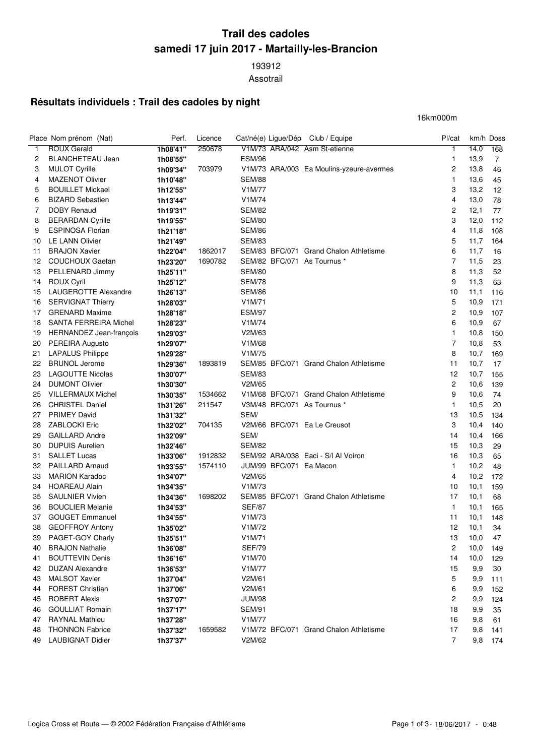# Trail des cadoles
# samedi 17 juin 2017 - Martailly-les-Brancion

193912

Assotrail

## Résultats individuels : Trail des cadoles by night

16km000m

| Place | Nom prénom (Nat) | Perf. | Licence | Cat/né(e) | Ligue/Dép | Club / Equipe | Pl/cat | km/h | Doss |
|---|---|---|---|---|---|---|---|---|---|
| 1 | ROUX Gerald | 1h08'41'' | 250678 | V1M/73 | ARA/042 | Asm St-etienne | 1 | 14,0 | 168 |
| 2 | BLANCHETEAU Jean | 1h08'55'' | | ESM/96 | | | 1 | 13,9 | 7 |
| 3 | MULOT Cyrille | 1h09'34'' | 703979 | V1M/73 | ARA/003 | Ea Moulins-yzeure-avermes | 2 | 13,8 | 46 |
| 4 | MAZENOT Olivier | 1h10'48'' | | SEM/88 | | | 1 | 13,6 | 45 |
| 5 | BOUILLET Mickael | 1h12'55'' | | V1M/77 | | | 3 | 13,2 | 12 |
| 6 | BIZARD Sebastien | 1h13'44'' | | V1M/74 | | | 4 | 13,0 | 78 |
| 7 | DOBY Renaud | 1h19'31'' | | SEM/82 | | | 2 | 12,1 | 77 |
| 8 | BERARDAN Cyrille | 1h19'55'' | | SEM/80 | | | 3 | 12,0 | 112 |
| 9 | ESPINOSA Florian | 1h21'18'' | | SEM/86 | | | 4 | 11,8 | 108 |
| 10 | LE LANN Olivier | 1h21'49'' | | SEM/83 | | | 5 | 11,7 | 164 |
| 11 | BRAJON Xavier | 1h22'04'' | 1862017 | SEM/83 | BFC/071 | Grand Chalon Athletisme | 6 | 11,7 | 16 |
| 12 | COUCHOUX Gaetan | 1h23'20'' | 1690782 | SEM/82 | BFC/071 | As Tournus * | 7 | 11,5 | 23 |
| 13 | PELLENARD Jimmy | 1h25'11'' | | SEM/80 | | | 8 | 11,3 | 52 |
| 14 | ROUX Cyril | 1h25'12'' | | SEM/78 | | | 9 | 11,3 | 63 |
| 15 | LAUGEROTTE Alexandre | 1h26'13'' | | SEM/86 | | | 10 | 11,1 | 116 |
| 16 | SERVIGNAT Thierry | 1h28'03'' | | V1M/71 | | | 5 | 10,9 | 171 |
| 17 | GRENARD Maxime | 1h28'18'' | | ESM/97 | | | 2 | 10,9 | 107 |
| 18 | SANTA FERREIRA Michel | 1h28'23'' | | V1M/74 | | | 6 | 10,9 | 67 |
| 19 | HERNANDEZ Jean-françois | 1h29'03'' | | V2M/63 | | | 1 | 10,8 | 150 |
| 20 | PEREIRA Augusto | 1h29'07'' | | V1M/68 | | | 7 | 10,8 | 53 |
| 21 | LAPALUS Philippe | 1h29'28'' | | V1M/75 | | | 8 | 10,7 | 169 |
| 22 | BRUNOL Jerome | 1h29'36'' | 1893819 | SEM/85 | BFC/071 | Grand Chalon Athletisme | 11 | 10,7 | 17 |
| 23 | LAGOUTTE Nicolas | 1h30'07'' | | SEM/83 | | | 12 | 10,7 | 155 |
| 24 | DUMONT Olivier | 1h30'30'' | | V2M/65 | | | 2 | 10,6 | 139 |
| 25 | VILLERMAUX Michel | 1h30'35'' | 1534662 | V1M/68 | BFC/071 | Grand Chalon Athletisme | 9 | 10,6 | 74 |
| 26 | CHRISTEL Daniel | 1h31'26'' | 211547 | V3M/48 | BFC/071 | As Tournus * | 1 | 10,5 | 20 |
| 27 | PRIMEY David | 1h31'32'' | | SEM/ | | | 13 | 10,5 | 134 |
| 28 | ZABLOCKI Eric | 1h32'02'' | 704135 | V2M/66 | BFC/071 | Ea Le Creusot | 3 | 10,4 | 140 |
| 29 | GAILLARD Andre | 1h32'09'' | | SEM/ | | | 14 | 10,4 | 166 |
| 30 | DUPUIS Aurelien | 1h32'46'' | | SEM/82 | | | 15 | 10,3 | 29 |
| 31 | SALLET Lucas | 1h33'06'' | 1912832 | SEM/92 | ARA/038 | Eaci - S/l Al Voiron | 16 | 10,3 | 65 |
| 32 | PAILLARD Arnaud | 1h33'55'' | 1574110 | JUM/99 | BFC/071 | Ea Macon | 1 | 10,2 | 48 |
| 33 | MARION Karadoc | 1h34'07'' | | V2M/65 | | | 4 | 10,2 | 172 |
| 34 | HOAREAU Alain | 1h34'35'' | | V1M/73 | | | 10 | 10,1 | 159 |
| 35 | SAULNIER Vivien | 1h34'36'' | 1698202 | SEM/85 | BFC/071 | Grand Chalon Athletisme | 17 | 10,1 | 68 |
| 36 | BOUCLIER Melanie | 1h34'53'' | | SEF/87 | | | 1 | 10,1 | 165 |
| 37 | GOUGET Emmanuel | 1h34'55'' | | V1M/73 | | | 11 | 10,1 | 148 |
| 38 | GEOFFROY Antony | 1h35'02'' | | V1M/72 | | | 12 | 10,1 | 34 |
| 39 | PAGET-GOY Charly | 1h35'51'' | | V1M/71 | | | 13 | 10,0 | 47 |
| 40 | BRAJON Nathalie | 1h36'08'' | | SEF/79 | | | 2 | 10,0 | 149 |
| 41 | BOUTTEVIN Denis | 1h36'16'' | | V1M/70 | | | 14 | 10,0 | 129 |
| 42 | DUZAN Alexandre | 1h36'53'' | | V1M/77 | | | 15 | 9,9 | 30 |
| 43 | MALSOT Xavier | 1h37'04'' | | V2M/61 | | | 5 | 9,9 | 111 |
| 44 | FOREST Christian | 1h37'06'' | | V2M/61 | | | 6 | 9,9 | 152 |
| 45 | ROBERT Alexis | 1h37'07'' | | JUM/98 | | | 2 | 9,9 | 124 |
| 46 | GOULLIAT Romain | 1h37'17'' | | SEM/91 | | | 18 | 9,9 | 35 |
| 47 | RAYNAL Mathieu | 1h37'28'' | | V1M/77 | | | 16 | 9,8 | 61 |
| 48 | THONNON Fabrice | 1h37'32'' | 1659582 | V1M/72 | BFC/071 | Grand Chalon Athletisme | 17 | 9,8 | 141 |
| 49 | LAUBIGNAT Didier | 1h37'37'' | | V2M/62 | | | 7 | 9,8 | 174 |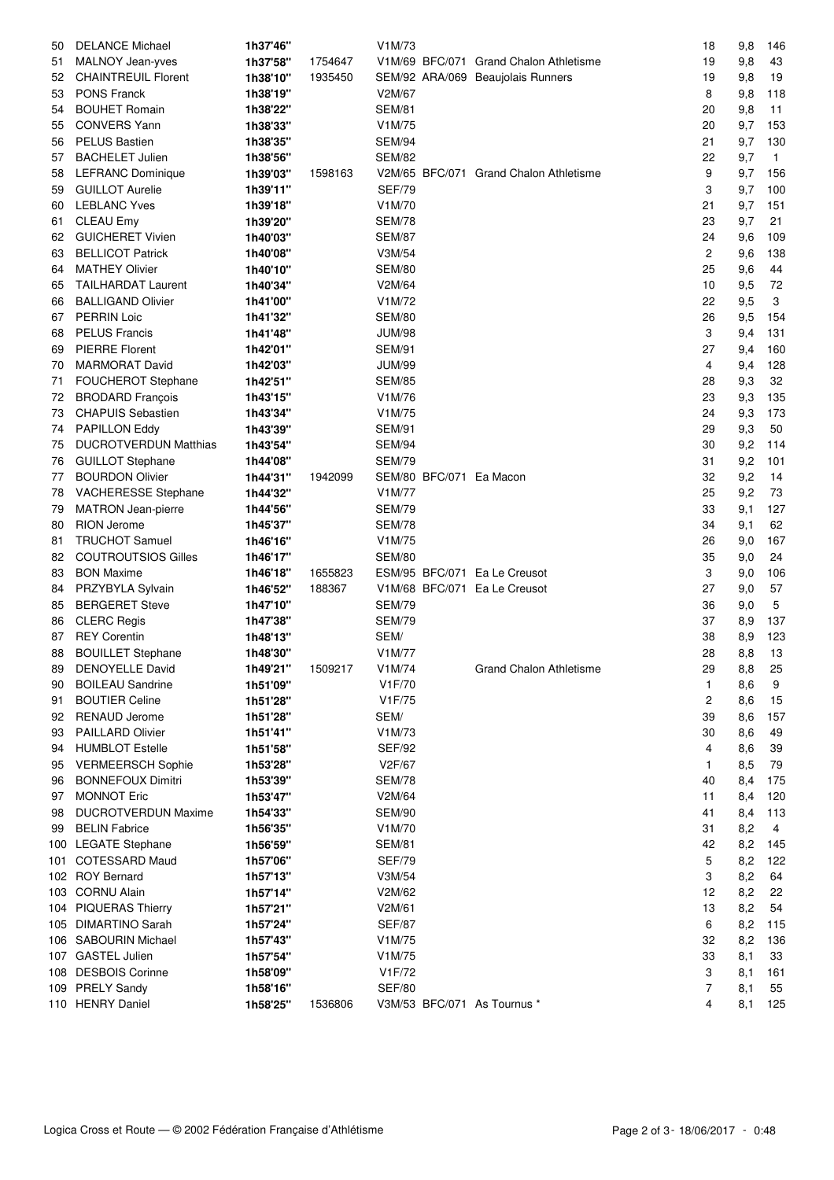| | | | | | | | | | |
|---|---|---|---|---|---|---|---|---|---|
| 50 | DELANCE Michael | 1h37'46'' | | V1M/73 | | | 18 | 9,8 | 146 |
| 51 | MALNOY Jean-yves | 1h37'58'' | 1754647 | V1M/69 | BFC/071 | Grand Chalon Athletisme | 19 | 9,8 | 43 |
| 52 | CHAINTREUIL Florent | 1h38'10'' | 1935450 | SEM/92 | ARA/069 | Beaujolais Runners | 19 | 9,8 | 19 |
| 53 | PONS Franck | 1h38'19'' | | V2M/67 | | | 8 | 9,8 | 118 |
| 54 | BOUHET Romain | 1h38'22'' | | SEM/81 | | | 20 | 9,8 | 11 |
| 55 | CONVERS Yann | 1h38'33'' | | V1M/75 | | | 20 | 9,7 | 153 |
| 56 | PELUS Bastien | 1h38'35'' | | SEM/94 | | | 21 | 9,7 | 130 |
| 57 | BACHELET Julien | 1h38'56'' | | SEM/82 | | | 22 | 9,7 | 1 |
| 58 | LEFRANC Dominique | 1h39'03'' | 1598163 | V2M/65 | BFC/071 | Grand Chalon Athletisme | 9 | 9,7 | 156 |
| 59 | GUILLOT Aurelie | 1h39'11'' | | SEF/79 | | | 3 | 9,7 | 100 |
| 60 | LEBLANC Yves | 1h39'18'' | | V1M/70 | | | 21 | 9,7 | 151 |
| 61 | CLEAU Emy | 1h39'20'' | | SEM/78 | | | 23 | 9,7 | 21 |
| 62 | GUICHERET Vivien | 1h40'03'' | | SEM/87 | | | 24 | 9,6 | 109 |
| 63 | BELLICOT Patrick | 1h40'08'' | | V3M/54 | | | 2 | 9,6 | 138 |
| 64 | MATHEY Olivier | 1h40'10'' | | SEM/80 | | | 25 | 9,6 | 44 |
| 65 | TAILHARDAT Laurent | 1h40'34'' | | V2M/64 | | | 10 | 9,5 | 72 |
| 66 | BALLIGAND Olivier | 1h41'00'' | | V1M/72 | | | 22 | 9,5 | 3 |
| 67 | PERRIN Loic | 1h41'32'' | | SEM/80 | | | 26 | 9,5 | 154 |
| 68 | PELUS Francis | 1h41'48'' | | JUM/98 | | | 3 | 9,4 | 131 |
| 69 | PIERRE Florent | 1h42'01'' | | SEM/91 | | | 27 | 9,4 | 160 |
| 70 | MARMORAT David | 1h42'03'' | | JUM/99 | | | 4 | 9,4 | 128 |
| 71 | FOUCHEROT Stephane | 1h42'51'' | | SEM/85 | | | 28 | 9,3 | 32 |
| 72 | BRODARD François | 1h43'15'' | | V1M/76 | | | 23 | 9,3 | 135 |
| 73 | CHAPUIS Sebastien | 1h43'34'' | | V1M/75 | | | 24 | 9,3 | 173 |
| 74 | PAPILLON Eddy | 1h43'39'' | | SEM/91 | | | 29 | 9,3 | 50 |
| 75 | DUCROTVERDUN Matthias | 1h43'54'' | | SEM/94 | | | 30 | 9,2 | 114 |
| 76 | GUILLOT Stephane | 1h44'08'' | | SEM/79 | | | 31 | 9,2 | 101 |
| 77 | BOURDON Olivier | 1h44'31'' | 1942099 | SEM/80 | BFC/071 | Ea Macon | 32 | 9,2 | 14 |
| 78 | VACHERESSE Stephane | 1h44'32'' | | V1M/77 | | | 25 | 9,2 | 73 |
| 79 | MATRON Jean-pierre | 1h44'56'' | | SEM/79 | | | 33 | 9,1 | 127 |
| 80 | RION Jerome | 1h45'37'' | | SEM/78 | | | 34 | 9,1 | 62 |
| 81 | TRUCHOT Samuel | 1h46'16'' | | V1M/75 | | | 26 | 9,0 | 167 |
| 82 | COUTROUTSIOS Gilles | 1h46'17'' | | SEM/80 | | | 35 | 9,0 | 24 |
| 83 | BON Maxime | 1h46'18'' | 1655823 | ESM/95 | BFC/071 | Ea Le Creusot | 3 | 9,0 | 106 |
| 84 | PRZYBYLA Sylvain | 1h46'52'' | 188367 | V1M/68 | BFC/071 | Ea Le Creusot | 27 | 9,0 | 57 |
| 85 | BERGERET Steve | 1h47'10'' | | SEM/79 | | | 36 | 9,0 | 5 |
| 86 | CLERC Regis | 1h47'38'' | | SEM/79 | | | 37 | 8,9 | 137 |
| 87 | REY Corentin | 1h48'13'' | | SEM/ | | | 38 | 8,9 | 123 |
| 88 | BOUILLET Stephane | 1h48'30'' | | V1M/77 | | | 28 | 8,8 | 13 |
| 89 | DENOYELLE David | 1h49'21'' | 1509217 | V1M/74 | | Grand Chalon Athletisme | 29 | 8,8 | 25 |
| 90 | BOILEAU Sandrine | 1h51'09'' | | V1F/70 | | | 1 | 8,6 | 9 |
| 91 | BOUTIER Celine | 1h51'28'' | | V1F/75 | | | 2 | 8,6 | 15 |
| 92 | RENAUD Jerome | 1h51'28'' | | SEM/ | | | 39 | 8,6 | 157 |
| 93 | PAILLARD Olivier | 1h51'41'' | | V1M/73 | | | 30 | 8,6 | 49 |
| 94 | HUMBLOT Estelle | 1h51'58'' | | SEF/92 | | | 4 | 8,6 | 39 |
| 95 | VERMEERSCH Sophie | 1h53'28'' | | V2F/67 | | | 1 | 8,5 | 79 |
| 96 | BONNEFOUX Dimitri | 1h53'39'' | | SEM/78 | | | 40 | 8,4 | 175 |
| 97 | MONNOT Eric | 1h53'47'' | | V2M/64 | | | 11 | 8,4 | 120 |
| 98 | DUCROTVERDUN Maxime | 1h54'33'' | | SEM/90 | | | 41 | 8,4 | 113 |
| 99 | BELIN Fabrice | 1h56'35'' | | V1M/70 | | | 31 | 8,2 | 4 |
| 100 | LEGATE Stephane | 1h56'59'' | | SEM/81 | | | 42 | 8,2 | 145 |
| 101 | COTESSARD Maud | 1h57'06'' | | SEF/79 | | | 5 | 8,2 | 122 |
| 102 | ROY Bernard | 1h57'13'' | | V3M/54 | | | 3 | 8,2 | 64 |
| 103 | CORNU Alain | 1h57'14'' | | V2M/62 | | | 12 | 8,2 | 22 |
| 104 | PIQUERAS Thierry | 1h57'21'' | | V2M/61 | | | 13 | 8,2 | 54 |
| 105 | DIMARTINO Sarah | 1h57'24'' | | SEF/87 | | | 6 | 8,2 | 115 |
| 106 | SABOURIN Michael | 1h57'43'' | | V1M/75 | | | 32 | 8,2 | 136 |
| 107 | GASTEL Julien | 1h57'54'' | | V1M/75 | | | 33 | 8,1 | 33 |
| 108 | DESBOIS Corinne | 1h58'09'' | | V1F/72 | | | 3 | 8,1 | 161 |
| 109 | PRELY Sandy | 1h58'16'' | | SEF/80 | | | 7 | 8,1 | 55 |
| 110 | HENRY Daniel | 1h58'25'' | 1536806 | V3M/53 | BFC/071 | As Tournus * | 4 | 8,1 | 125 |

Logica Cross et Route — © 2002 Fédération Française d'Athlétisme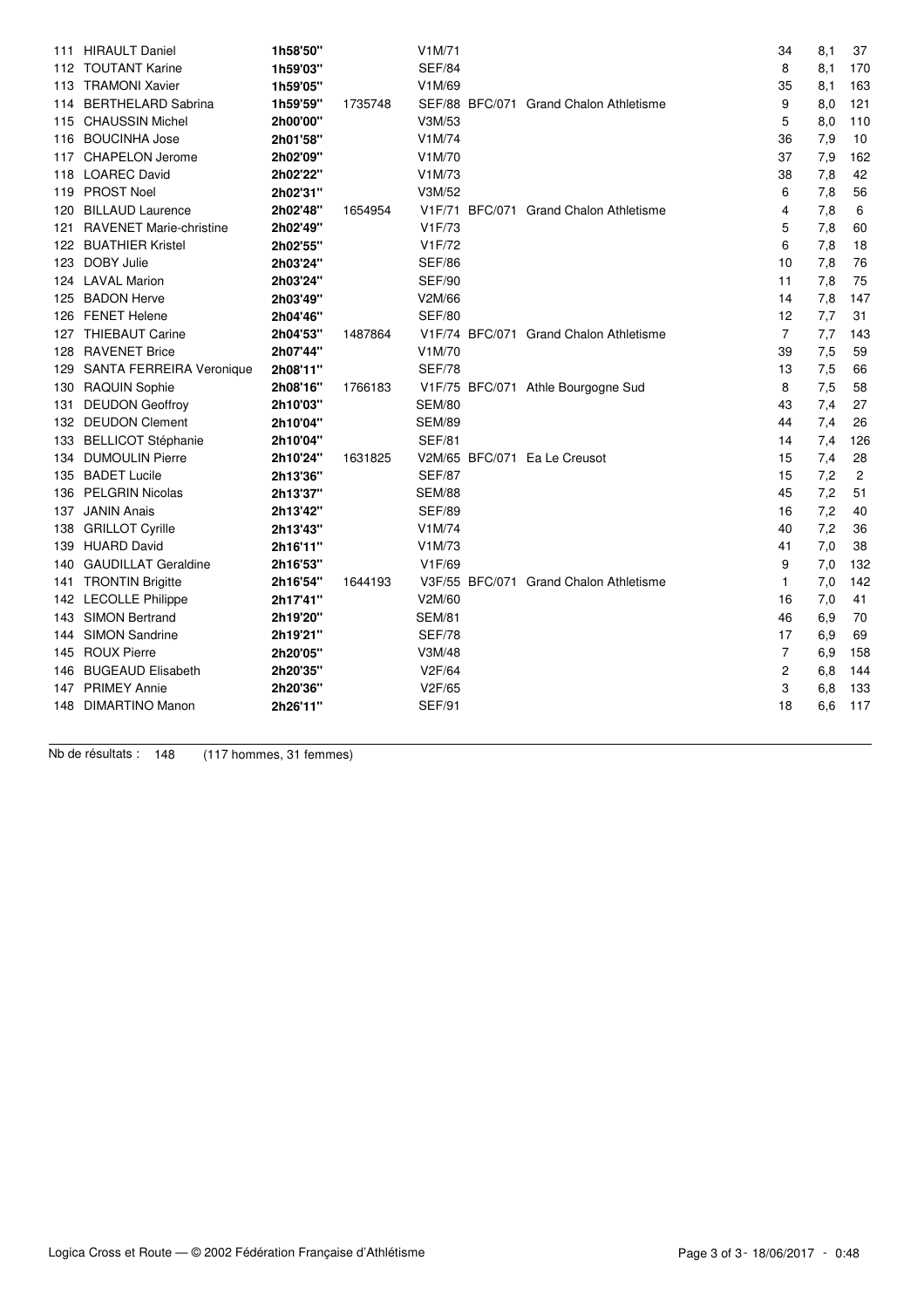| | | | | | | | | | | |
|---|---|---|---|---|---|---|---|---|---|---|
| 111 | HIRAULT Daniel | **1h58'50''** | | V1M/71 | | | 34 | 8,1 | 37 |
| 112 | TOUTANT Karine | **1h59'03''** | | SEF/84 | | | 8 | 8,1 | 170 |
| 113 | TRAMONI Xavier | **1h59'05''** | | V1M/69 | | | 35 | 8,1 | 163 |
| 114 | BERTHELARD Sabrina | **1h59'59''** | 1735748 | SEF/88 | BFC/071 | Grand Chalon Athletisme | 9 | 8,0 | 121 |
| 115 | CHAUSSIN Michel | **2h00'00''** | | V3M/53 | | | 5 | 8,0 | 110 |
| 116 | BOUCINHA Jose | **2h01'58''** | | V1M/74 | | | 36 | 7,9 | 10 |
| 117 | CHAPELON Jerome | **2h02'09''** | | V1M/70 | | | 37 | 7,9 | 162 |
| 118 | LOAREC David | **2h02'22''** | | V1M/73 | | | 38 | 7,8 | 42 |
| 119 | PROST Noel | **2h02'31''** | | V3M/52 | | | 6 | 7,8 | 56 |
| 120 | BILLAUD Laurence | **2h02'48''** | 1654954 | V1F/71 | BFC/071 | Grand Chalon Athletisme | 4 | 7,8 | 6 |
| 121 | RAVENET Marie-christine | **2h02'49''** | | V1F/73 | | | 5 | 7,8 | 60 |
| 122 | BUATHIER Kristel | **2h02'55''** | | V1F/72 | | | 6 | 7,8 | 18 |
| 123 | DOBY Julie | **2h03'24''** | | SEF/86 | | | 10 | 7,8 | 76 |
| 124 | LAVAL Marion | **2h03'24''** | | SEF/90 | | | 11 | 7,8 | 75 |
| 125 | BADON Herve | **2h03'49''** | | V2M/66 | | | 14 | 7,8 | 147 |
| 126 | FENET Helene | **2h04'46''** | | SEF/80 | | | 12 | 7,7 | 31 |
| 127 | THIEBAUT Carine | **2h04'53''** | 1487864 | V1F/74 | BFC/071 | Grand Chalon Athletisme | 7 | 7,7 | 143 |
| 128 | RAVENET Brice | **2h07'44''** | | V1M/70 | | | 39 | 7,5 | 59 |
| 129 | SANTA FERREIRA Veronique | **2h08'11''** | | SEF/78 | | | 13 | 7,5 | 66 |
| 130 | RAQUIN Sophie | **2h08'16''** | 1766183 | V1F/75 | BFC/071 | Athle Bourgogne Sud | 8 | 7,5 | 58 |
| 131 | DEUDON Geoffroy | **2h10'03''** | | SEM/80 | | | 43 | 7,4 | 27 |
| 132 | DEUDON Clement | **2h10'04''** | | SEM/89 | | | 44 | 7,4 | 26 |
| 133 | BELLICOT Stéphanie | **2h10'04''** | | SEF/81 | | | 14 | 7,4 | 126 |
| 134 | DUMOULIN Pierre | **2h10'24''** | 1631825 | V2M/65 | BFC/071 | Ea Le Creusot | 15 | 7,4 | 28 |
| 135 | BADET Lucile | **2h13'36''** | | SEF/87 | | | 15 | 7,2 | 2 |
| 136 | PELGRIN Nicolas | **2h13'37''** | | SEM/88 | | | 45 | 7,2 | 51 |
| 137 | JANIN Anais | **2h13'42''** | | SEF/89 | | | 16 | 7,2 | 40 |
| 138 | GRILLOT Cyrille | **2h13'43''** | | V1M/74 | | | 40 | 7,2 | 36 |
| 139 | HUARD David | **2h16'11''** | | V1M/73 | | | 41 | 7,0 | 38 |
| 140 | GAUDILLAT Geraldine | **2h16'53''** | | V1F/69 | | | 9 | 7,0 | 132 |
| 141 | TRONTIN Brigitte | **2h16'54''** | 1644193 | V3F/55 | BFC/071 | Grand Chalon Athletisme | 1 | 7,0 | 142 |
| 142 | LECOLLE Philippe | **2h17'41''** | | V2M/60 | | | 16 | 7,0 | 41 |
| 143 | SIMON Bertrand | **2h19'20''** | | SEM/81 | | | 46 | 6,9 | 70 |
| 144 | SIMON Sandrine | **2h19'21''** | | SEF/78 | | | 17 | 6,9 | 69 |
| 145 | ROUX Pierre | **2h20'05''** | | V3M/48 | | | 7 | 6,9 | 158 |
| 146 | BUGEAUD Elisabeth | **2h20'35''** | | V2F/64 | | | 2 | 6,8 | 144 |
| 147 | PRIMEY Annie | **2h20'36''** | | V2F/65 | | | 3 | 6,8 | 133 |
| 148 | DIMARTINO Manon | **2h26'11''** | | SEF/91 | | | 18 | 6,6 | 117 |

Nb de résultats : 148 (117 hommes, 31 femmes)